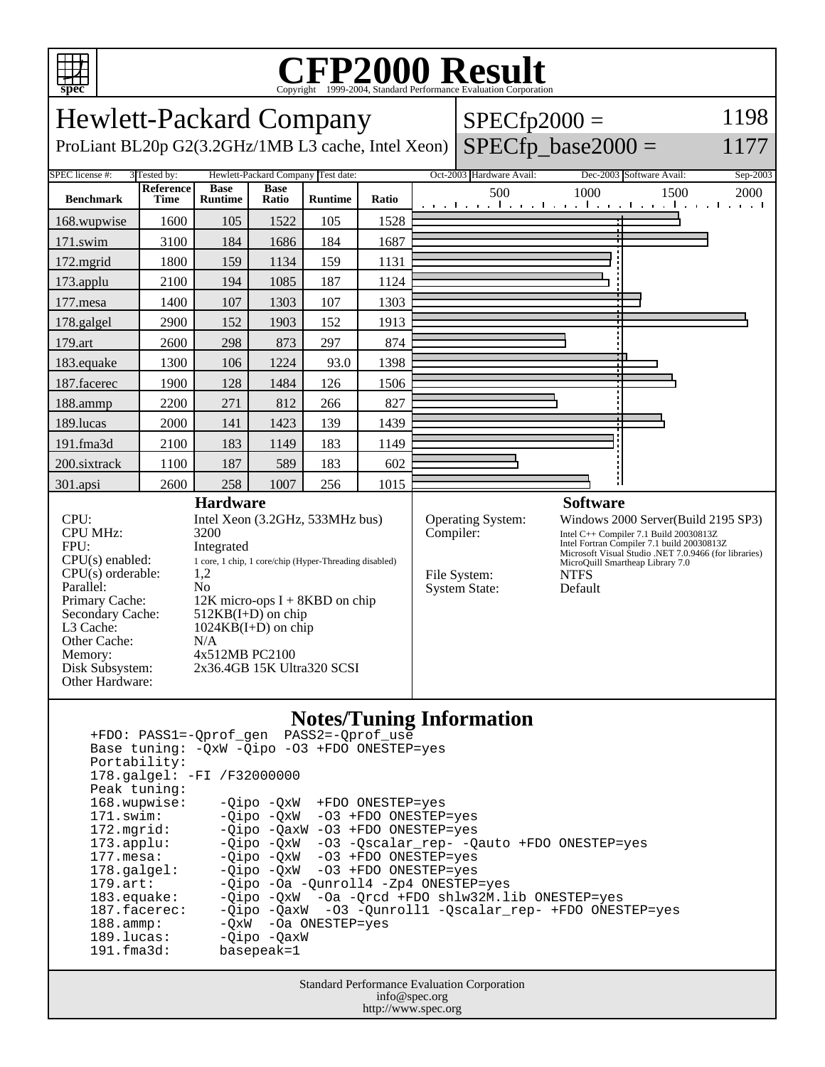# CFP2000 Result

Copyright 1999-2004, Standard Performance Evaluation Corporation

## Hewlett-Packard Company

ProLiant BL20p G2(3.2GHz/1MB L3 cache, Intel Xeon)

SPECfp2000 = 1198

SPECfp_base2000 = 1177

SPEC license #: 3 | Tested by: Hewlett-Packard Company | Test date: Oct-2003 | Hardware Avail: Dec-2003 | Software Avail: Sep-2003

| Benchmark | Reference Time | Base Runtime | Base Ratio | Runtime | Ratio |
|---|---|---|---|---|---|
| 168.wupwise | 1600 | 105 | 1522 | 105 | 1528 |
| 171.swim | 3100 | 184 | 1686 | 184 | 1687 |
| 172.mgrid | 1800 | 159 | 1134 | 159 | 1131 |
| 173.applu | 2100 | 194 | 1085 | 187 | 1124 |
| 177.mesa | 1400 | 107 | 1303 | 107 | 1303 |
| 178.galgel | 2900 | 152 | 1903 | 152 | 1913 |
| 179.art | 2600 | 298 | 873 | 297 | 874 |
| 183.equake | 1300 | 106 | 1224 | 93.0 | 1398 |
| 187.facerec | 1900 | 128 | 1484 | 126 | 1506 |
| 188.ammp | 2200 | 271 | 812 | 266 | 827 |
| 189.lucas | 2000 | 141 | 1423 | 139 | 1439 |
| 191.fma3d | 2100 | 183 | 1149 | 183 | 1149 |
| 200.sixtrack | 1100 | 187 | 589 | 183 | 602 |
| 301.apsi | 2600 | 258 | 1007 | 256 | 1015 |

### Hardware

| | |
|---|---|
| CPU: | Intel Xeon (3.2GHz, 533MHz bus) |
| CPU MHz: | 3200 |
| FPU: | Integrated |
| CPU(s) enabled: | 1 core, 1 chip, 1 core/chip (Hyper-Threading disabled) |
| CPU(s) orderable: | 1,2 |
| Parallel: | No |
| Primary Cache: | 12K micro-ops I + 8KBD on chip |
| Secondary Cache: | 512KB(I+D) on chip |
| L3 Cache: | 1024KB(I+D) on chip |
| Other Cache: | N/A |
| Memory: | 4x512MB PC2100 |
| Disk Subsystem: | 2x36.4GB 15K Ultra320 SCSI |
| Other Hardware: | |

### Software

| | |
|---|---|
| Operating System: | Windows 2000 Server(Build 2195 SP3) |
| Compiler: | Intel C++ Compiler 7.1 Build 20030813Z<br>Intel Fortran Compiler 7.1 build 20030813Z<br>Microsoft Visual Studio .NET 7.0.9466 (for libraries)<br>MicroQuill Smartheap Library 7.0 |
| File System: | NTFS |
| System State: | Default |

### Notes/Tuning Information

```
+FDO: PASS1=-Qprof_gen  PASS2=-Qprof_use
Base tuning: -QxW -Qipo -O3 +FDO ONESTEP=yes
Portability:
178.galgel: -FI /F32000000
Peak tuning:
168.wupwise:     -Qipo -QxW  +FDO ONESTEP=yes
171.swim:        -Qipo -QxW  -O3 +FDO ONESTEP=yes
172.mgrid:       -Qipo -QaxW -O3 +FDO ONESTEP=yes
173.applu:       -Qipo -QxW  -O3 -Qscalar_rep- -Qauto +FDO ONESTEP=yes
177.mesa:        -Qipo -QxW  -O3 +FDO ONESTEP=yes
178.galgel:      -Qipo -QxW  -O3 +FDO ONESTEP=yes
179.art:         -Qipo -Oa -Qunroll4 -Zp4 ONESTEP=yes
183.equake:      -Qipo -QxW  -Oa -Qrcd +FDO shlw32M.lib ONESTEP=yes
187.facerec:     -Qipo -QaxW  -O3 -Qunroll1 -Qscalar_rep- +FDO ONESTEP=yes
188.ammp:        -QxW  -Oa ONESTEP=yes
189.lucas:       -Qipo -QaxW
191.fma3d:       basepeak=1
```

Standard Performance Evaluation Corporation
info@spec.org
http://www.spec.org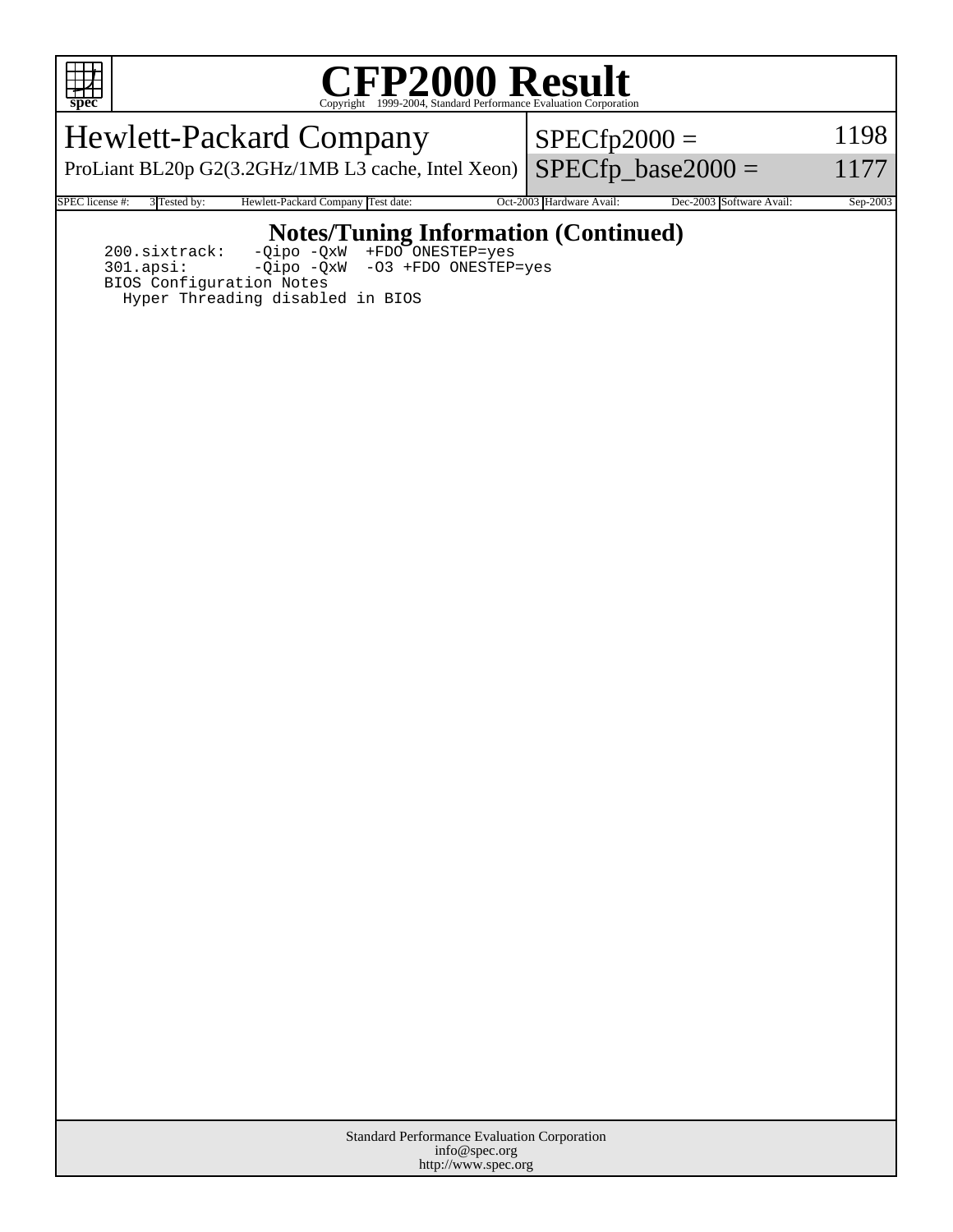# CFP2000 Result

Copyright 1999-2004, Standard Performance Evaluation Corporation

## Hewlett-Packard Company

ProLiant BL20p G2(3.2GHz/1MB L3 cache, Intel Xeon)

SPECfp2000 = 1198

SPECfp_base2000 = 1177

| SPEC license #: | 3 | Tested by: | Hewlett-Packard Company | Test date: | Oct-2003 | Hardware Avail: | Dec-2003 | Software Avail: | Sep-2003 |
|---|---|---|---|---|---|---|---|---|---|

### Notes/Tuning Information (Continued)

```
200.sixtrack:   -Qipo -QxW  +FDO ONESTEP=yes
301.apsi:       -Qipo -QxW  -O3 +FDO ONESTEP=yes
BIOS Configuration Notes
  Hyper Threading disabled in BIOS
```

Standard Performance Evaluation Corporation
info@spec.org
http://www.spec.org